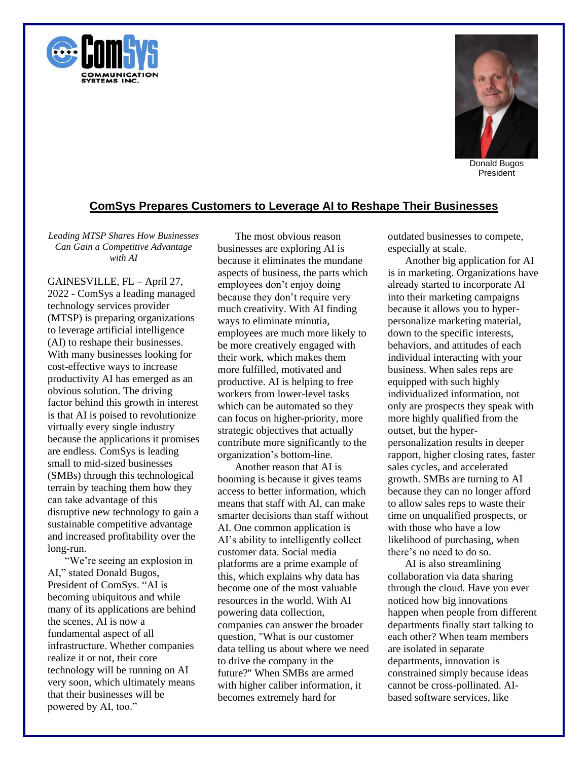Donald Bugos
President

# ComSys Prepares Customers to Leverage AI to Reshape Their Businesses

*Leading MTSP Shares How Businesses Can Gain a Competitive Advantage with AI*

GAINESVILLE, FL – April 27, 2022 - ComSys a leading managed technology services provider (MTSP) is preparing organizations to leverage artificial intelligence (AI) to reshape their businesses. With many businesses looking for cost-effective ways to increase productivity AI has emerged as an obvious solution. The driving factor behind this growth in interest is that AI is poised to revolutionize virtually every single industry because the applications it promises are endless. ComSys is leading small to mid-sized businesses (SMBs) through this technological terrain by teaching them how they can take advantage of this disruptive new technology to gain a sustainable competitive advantage and increased profitability over the long-run.

"We're seeing an explosion in AI," stated Donald Bugos, President of ComSys. "AI is becoming ubiquitous and while many of its applications are behind the scenes, AI is now a fundamental aspect of all infrastructure. Whether companies realize it or not, their core technology will be running on AI very soon, which ultimately means that their businesses will be powered by AI, too."

The most obvious reason businesses are exploring AI is because it eliminates the mundane aspects of business, the parts which employees don't enjoy doing because they don't require very much creativity. With AI finding ways to eliminate minutia, employees are much more likely to be more creatively engaged with their work, which makes them more fulfilled, motivated and productive. AI is helping to free workers from lower-level tasks which can be automated so they can focus on higher-priority, more strategic objectives that actually contribute more significantly to the organization's bottom-line.

Another reason that AI is booming is because it gives teams access to better information, which means that staff with AI, can make smarter decisions than staff without AI. One common application is AI's ability to intelligently collect customer data. Social media platforms are a prime example of this, which explains why data has become one of the most valuable resources in the world. With AI powering data collection, companies can answer the broader question, "What is our customer data telling us about where we need to drive the company in the future?" When SMBs are armed with higher caliber information, it becomes extremely hard for outdated businesses to compete, especially at scale.

Another big application for AI is in marketing. Organizations have already started to incorporate AI into their marketing campaigns because it allows you to hyper-personalize marketing material, down to the specific interests, behaviors, and attitudes of each individual interacting with your business. When sales reps are equipped with such highly individualized information, not only are prospects they speak with more highly qualified from the outset, but the hyper-personalization results in deeper rapport, higher closing rates, faster sales cycles, and accelerated growth. SMBs are turning to AI because they can no longer afford to allow sales reps to waste their time on unqualified prospects, or with those who have a low likelihood of purchasing, when there's no need to do so.

AI is also streamlining collaboration via data sharing through the cloud. Have you ever noticed how big innovations happen when people from different departments finally start talking to each other? When team members are isolated in separate departments, innovation is constrained simply because ideas cannot be cross-pollinated. AI-based software services, like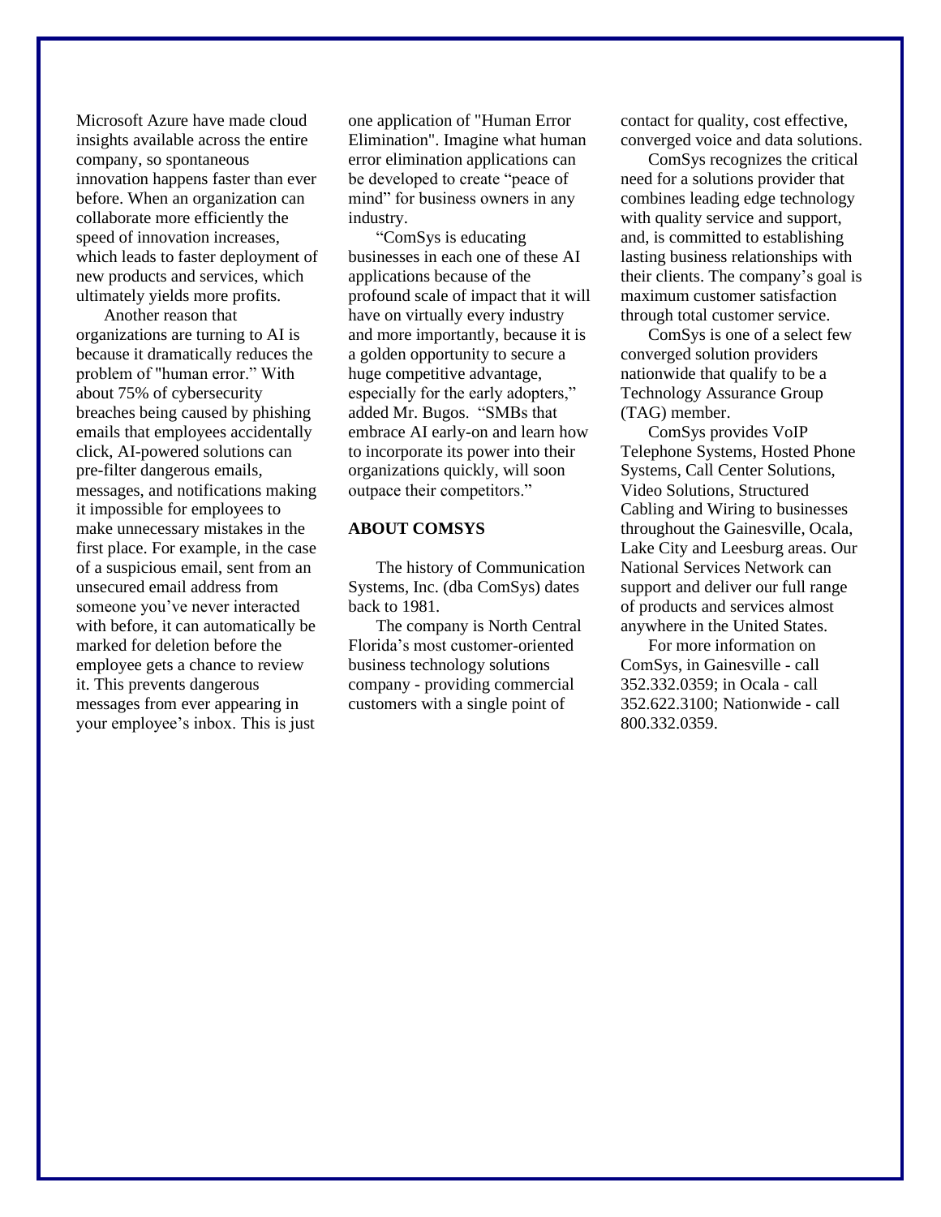Microsoft Azure have made cloud insights available across the entire company, so spontaneous innovation happens faster than ever before. When an organization can collaborate more efficiently the speed of innovation increases, which leads to faster deployment of new products and services, which ultimately yields more profits.

Another reason that organizations are turning to AI is because it dramatically reduces the problem of "human error." With about 75% of cybersecurity breaches being caused by phishing emails that employees accidentally click, AI-powered solutions can pre-filter dangerous emails, messages, and notifications making it impossible for employees to make unnecessary mistakes in the first place. For example, in the case of a suspicious email, sent from an unsecured email address from someone you've never interacted with before, it can automatically be marked for deletion before the employee gets a chance to review it. This prevents dangerous messages from ever appearing in your employee's inbox. This is just one application of "Human Error Elimination". Imagine what human error elimination applications can be developed to create "peace of mind" for business owners in any industry.

"ComSys is educating businesses in each one of these AI applications because of the profound scale of impact that it will have on virtually every industry and more importantly, because it is a golden opportunity to secure a huge competitive advantage, especially for the early adopters," added Mr. Bugos. "SMBs that embrace AI early-on and learn how to incorporate its power into their organizations quickly, will soon outpace their competitors."

**ABOUT COMSYS**

The history of Communication Systems, Inc. (dba ComSys) dates back to 1981.

The company is North Central Florida's most customer-oriented business technology solutions company - providing commercial customers with a single point of contact for quality, cost effective, converged voice and data solutions.

ComSys recognizes the critical need for a solutions provider that combines leading edge technology with quality service and support, and, is committed to establishing lasting business relationships with their clients. The company's goal is maximum customer satisfaction through total customer service.

ComSys is one of a select few converged solution providers nationwide that qualify to be a Technology Assurance Group (TAG) member.

ComSys provides VoIP Telephone Systems, Hosted Phone Systems, Call Center Solutions, Video Solutions, Structured Cabling and Wiring to businesses throughout the Gainesville, Ocala, Lake City and Leesburg areas. Our National Services Network can support and deliver our full range of products and services almost anywhere in the United States.

For more information on ComSys, in Gainesville - call 352.332.0359; in Ocala - call 352.622.3100; Nationwide - call 800.332.0359.